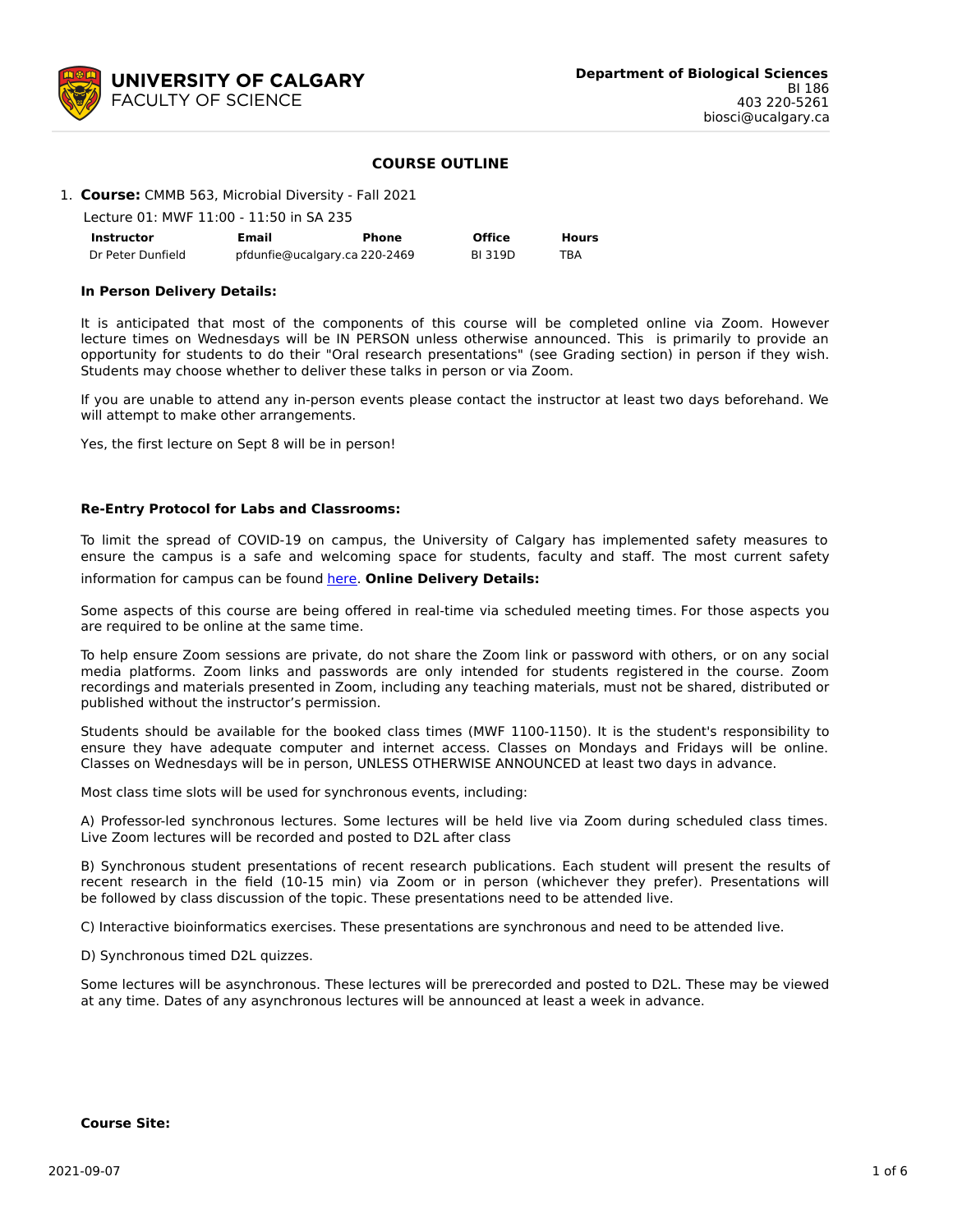**UNIVERSITY OF CALGARY**
FACULTY OF SCIENCE

**Department of Biological Sciences**
BI 186
403 220-5261
biosci@ucalgary.ca

# COURSE OUTLINE

1. **Course:** CMMB 563, Microbial Diversity - Fall 2021

Lecture 01: MWF 11:00 - 11:50 in SA 235

| Instructor | Email | Phone | Office | Hours |
|---|---|---|---|---|
| Dr Peter Dunfield | pfdunfie@ucalgary.ca | 220-2469 | BI 319D | TBA |

**In Person Delivery Details:**

It is anticipated that most of the components of this course will be completed online via Zoom. However lecture times on Wednesdays will be IN PERSON unless otherwise announced. This is primarily to provide an opportunity for students to do their "Oral research presentations" (see Grading section) in person if they wish. Students may choose whether to deliver these talks in person or via Zoom.

If you are unable to attend any in-person events please contact the instructor at least two days beforehand. We will attempt to make other arrangements.

Yes, the first lecture on Sept 8 will be in person!

**Re-Entry Protocol for Labs and Classrooms:**

To limit the spread of COVID-19 on campus, the University of Calgary has implemented safety measures to ensure the campus is a safe and welcoming space for students, faculty and staff. The most current safety information for campus can be found here. **Online Delivery Details:**

Some aspects of this course are being offered in real-time via scheduled meeting times. For those aspects you are required to be online at the same time.

To help ensure Zoom sessions are private, do not share the Zoom link or password with others, or on any social media platforms. Zoom links and passwords are only intended for students registered in the course. Zoom recordings and materials presented in Zoom, including any teaching materials, must not be shared, distributed or published without the instructor's permission.

Students should be available for the booked class times (MWF 1100-1150). It is the student's responsibility to ensure they have adequate computer and internet access. Classes on Mondays and Fridays will be online. Classes on Wednesdays will be in person, UNLESS OTHERWISE ANNOUNCED at least two days in advance.

Most class time slots will be used for synchronous events, including:

A) Professor-led synchronous lectures. Some lectures will be held live via Zoom during scheduled class times. Live Zoom lectures will be recorded and posted to D2L after class

B) Synchronous student presentations of recent research publications. Each student will present the results of recent research in the field (10-15 min) via Zoom or in person (whichever they prefer). Presentations will be followed by class discussion of the topic. These presentations need to be attended live.

C) Interactive bioinformatics exercises. These presentations are synchronous and need to be attended live.

D) Synchronous timed D2L quizzes.

Some lectures will be asynchronous. These lectures will be prerecorded and posted to D2L. These may be viewed at any time. Dates of any asynchronous lectures will be announced at least a week in advance.

**Course Site:**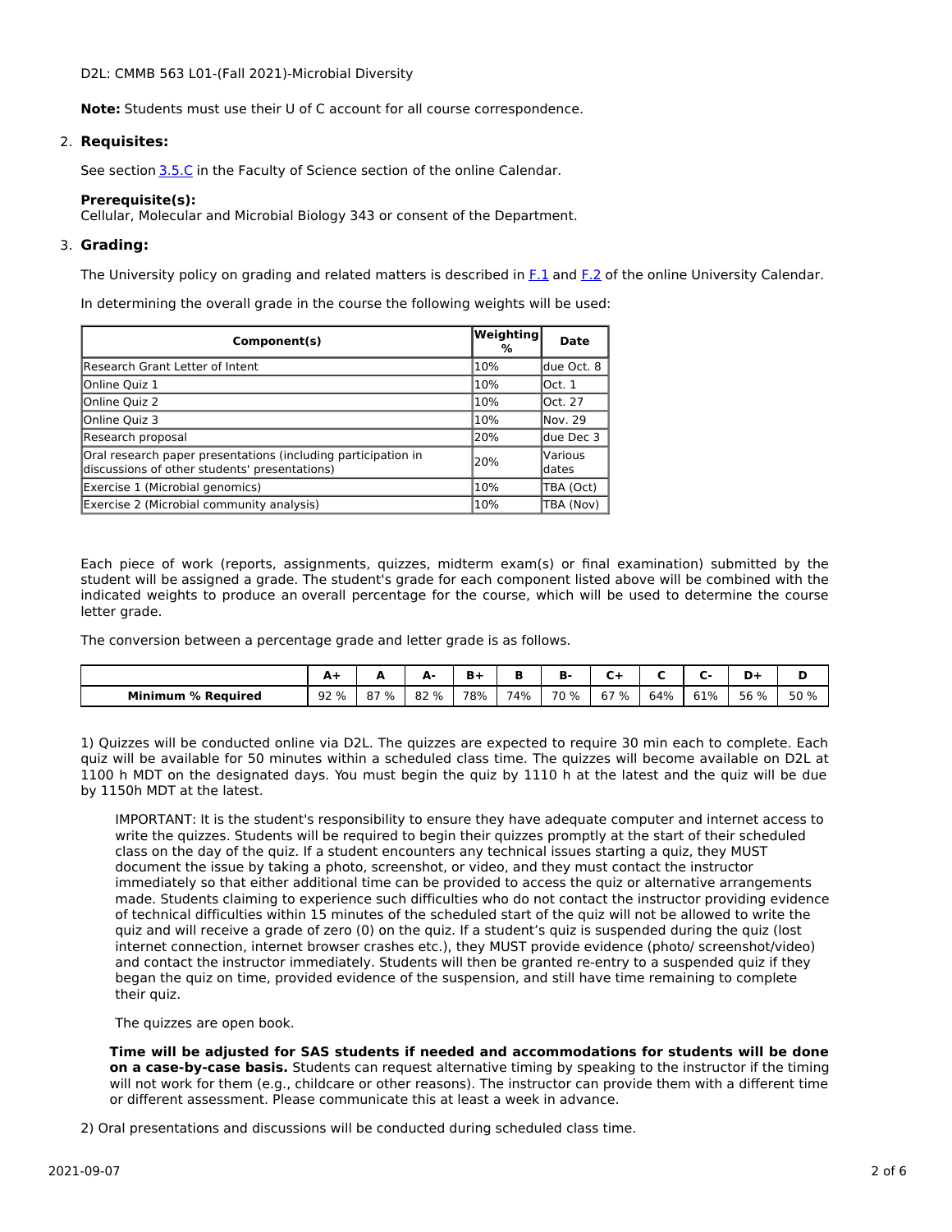D2L: CMMB 563 L01-(Fall 2021)-Microbial Diversity

**Note:** Students must use their U of C account for all course correspondence.

2. **Requisites:**

See section 3.5.C in the Faculty of Science section of the online Calendar.

**Prerequisite(s):**
Cellular, Molecular and Microbial Biology 343 or consent of the Department.

3. **Grading:**

The University policy on grading and related matters is described in F.1 and F.2 of the online University Calendar.

In determining the overall grade in the course the following weights will be used:

| Component(s) | Weighting % | Date |
|---|---|---|
| Research Grant Letter of Intent | 10% | due Oct. 8 |
| Online Quiz 1 | 10% | Oct. 1 |
| Online Quiz 2 | 10% | Oct. 27 |
| Online Quiz 3 | 10% | Nov. 29 |
| Research proposal | 20% | due Dec 3 |
| Oral research paper presentations (including participation in discussions of other students' presentations) | 20% | Various dates |
| Exercise 1 (Microbial genomics) | 10% | TBA (Oct) |
| Exercise 2 (Microbial community analysis) | 10% | TBA (Nov) |

Each piece of work (reports, assignments, quizzes, midterm exam(s) or final examination) submitted by the student will be assigned a grade. The student's grade for each component listed above will be combined with the indicated weights to produce an overall percentage for the course, which will be used to determine the course letter grade.

The conversion between a percentage grade and letter grade is as follows.

| | A+ | A | A- | B+ | B | B- | C+ | C | C- | D+ | D |
|---|---|---|---|---|---|---|---|---|---|---|---|
| **Minimum % Required** | 92 % | 87 % | 82 % | 78% | 74% | 70 % | 67 % | 64% | 61% | 56 % | 50 % |

1) Quizzes will be conducted online via D2L. The quizzes are expected to require 30 min each to complete. Each quiz will be available for 50 minutes within a scheduled class time. The quizzes will become available on D2L at 1100 h MDT on the designated days. You must begin the quiz by 1110 h at the latest and the quiz will be due by 1150h MDT at the latest.

> IMPORTANT: It is the student's responsibility to ensure they have adequate computer and internet access to write the quizzes. Students will be required to begin their quizzes promptly at the start of their scheduled class on the day of the quiz. If a student encounters any technical issues starting a quiz, they MUST document the issue by taking a photo, screenshot, or video, and they must contact the instructor immediately so that either additional time can be provided to access the quiz or alternative arrangements made. Students claiming to experience such difficulties who do not contact the instructor providing evidence of technical difficulties within 15 minutes of the scheduled start of the quiz will not be allowed to write the quiz and will receive a grade of zero (0) on the quiz. If a student's quiz is suspended during the quiz (lost internet connection, internet browser crashes etc.), they MUST provide evidence (photo/ screenshot/video) and contact the instructor immediately. Students will then be granted re-entry to a suspended quiz if they began the quiz on time, provided evidence of the suspension, and still have time remaining to complete their quiz.
>
> The quizzes are open book.
>
> **Time will be adjusted for SAS students if needed and accommodations for students will be done on a case-by-case basis.** Students can request alternative timing by speaking to the instructor if the timing will not work for them (e.g., childcare or other reasons). The instructor can provide them with a different time or different assessment. Please communicate this at least a week in advance.

2) Oral presentations and discussions will be conducted during scheduled class time.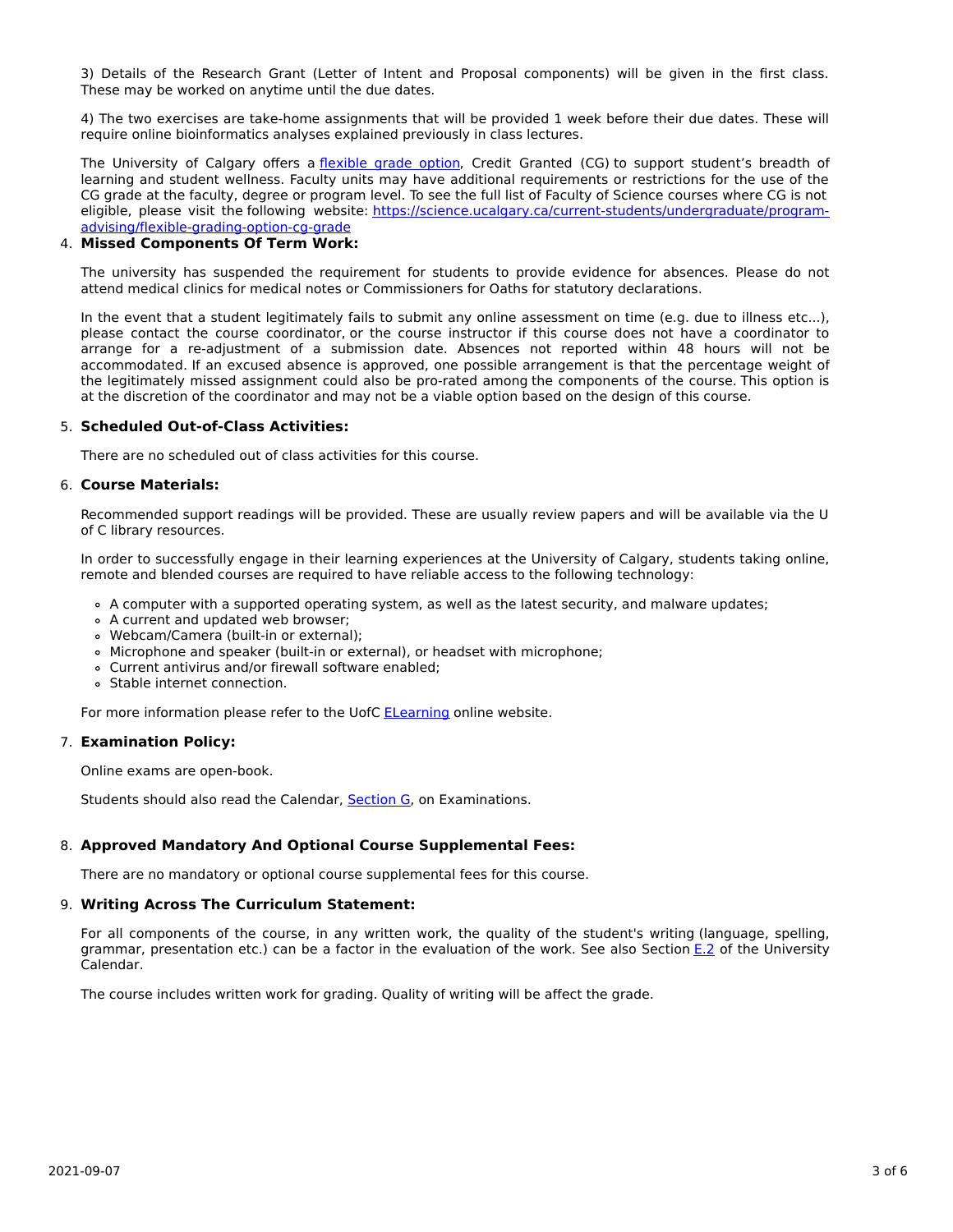3) Details of the Research Grant (Letter of Intent and Proposal components) will be given in the first class. These may be worked on anytime until the due dates.

4) The two exercises are take-home assignments that will be provided 1 week before their due dates. These will require online bioinformatics analyses explained previously in class lectures.

The University of Calgary offers a [flexible grade option](), Credit Granted (CG) to support student's breadth of learning and student wellness. Faculty units may have additional requirements or restrictions for the use of the CG grade at the faculty, degree or program level. To see the full list of Faculty of Science courses where CG is not eligible, please visit the following website: [https://science.ucalgary.ca/current-students/undergraduate/program-advising/flexible-grading-option-cg-grade](https://science.ucalgary.ca/current-students/undergraduate/program-advising/flexible-grading-option-cg-grade)

### 4. **Missed Components Of Term Work:**

The university has suspended the requirement for students to provide evidence for absences. Please do not attend medical clinics for medical notes or Commissioners for Oaths for statutory declarations.

In the event that a student legitimately fails to submit any online assessment on time (e.g. due to illness etc...), please contact the course coordinator, or the course instructor if this course does not have a coordinator to arrange for a re-adjustment of a submission date. Absences not reported within 48 hours will not be accommodated. If an excused absence is approved, one possible arrangement is that the percentage weight of the legitimately missed assignment could also be pro-rated among the components of the course. This option is at the discretion of the coordinator and may not be a viable option based on the design of this course.

### 5. **Scheduled Out-of-Class Activities:**

There are no scheduled out of class activities for this course.

### 6. **Course Materials:**

Recommended support readings will be provided. These are usually review papers and will be available via the U of C library resources.

In order to successfully engage in their learning experiences at the University of Calgary, students taking online, remote and blended courses are required to have reliable access to the following technology:

- A computer with a supported operating system, as well as the latest security, and malware updates;
- A current and updated web browser;
- Webcam/Camera (built-in or external);
- Microphone and speaker (built-in or external), or headset with microphone;
- Current antivirus and/or firewall software enabled;
- Stable internet connection.

For more information please refer to the UofC [ELearning]() online website.

### 7. **Examination Policy:**

Online exams are open-book.

Students should also read the Calendar, [Section G](), on Examinations.

### 8. **Approved Mandatory And Optional Course Supplemental Fees:**

There are no mandatory or optional course supplemental fees for this course.

### 9. **Writing Across The Curriculum Statement:**

For all components of the course, in any written work, the quality of the student's writing (language, spelling, grammar, presentation etc.) can be a factor in the evaluation of the work. See also Section [E.2]() of the University Calendar.

The course includes written work for grading. Quality of writing will be affect the grade.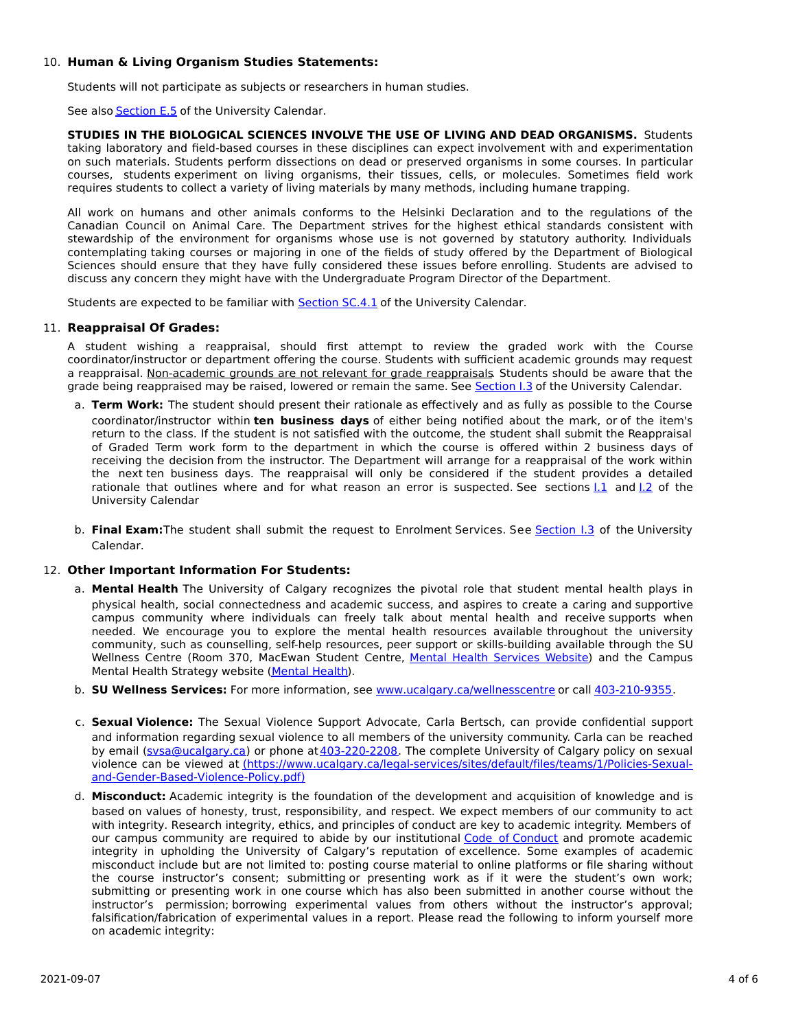10. **Human & Living Organism Studies Statements:**

    Students will not participate as subjects or researchers in human studies.

    See also Section E.5 of the University Calendar.

    **STUDIES IN THE BIOLOGICAL SCIENCES INVOLVE THE USE OF LIVING AND DEAD ORGANISMS.** Students taking laboratory and field-based courses in these disciplines can expect involvement with and experimentation on such materials. Students perform dissections on dead or preserved organisms in some courses. In particular courses, students experiment on living organisms, their tissues, cells, or molecules. Sometimes field work requires students to collect a variety of living materials by many methods, including humane trapping.

    All work on humans and other animals conforms to the Helsinki Declaration and to the regulations of the Canadian Council on Animal Care. The Department strives for the highest ethical standards consistent with stewardship of the environment for organisms whose use is not governed by statutory authority. Individuals contemplating taking courses or majoring in one of the fields of study offered by the Department of Biological Sciences should ensure that they have fully considered these issues before enrolling. Students are advised to discuss any concern they might have with the Undergraduate Program Director of the Department.

    Students are expected to be familiar with Section SC.4.1 of the University Calendar.

11. **Reappraisal Of Grades:**

    A student wishing a reappraisal, should first attempt to review the graded work with the Course coordinator/instructor or department offering the course. Students with sufficient academic grounds may request a reappraisal. Non-academic grounds are not relevant for grade reappraisals. Students should be aware that the grade being reappraised may be raised, lowered or remain the same. See Section I.3 of the University Calendar.

    a. **Term Work:** The student should present their rationale as effectively and as fully as possible to the Course coordinator/instructor within **ten business days** of either being notified about the mark, or of the item's return to the class. If the student is not satisfied with the outcome, the student shall submit the Reappraisal of Graded Term work form to the department in which the course is offered within 2 business days of receiving the decision from the instructor. The Department will arrange for a reappraisal of the work within the next ten business days. The reappraisal will only be considered if the student provides a detailed rationale that outlines where and for what reason an error is suspected. See sections I.1 and I.2 of the University Calendar

    b. **Final Exam:** The student shall submit the request to Enrolment Services. See Section I.3 of the University Calendar.

12. **Other Important Information For Students:**

    a. **Mental Health** The University of Calgary recognizes the pivotal role that student mental health plays in physical health, social connectedness and academic success, and aspires to create a caring and supportive campus community where individuals can freely talk about mental health and receive supports when needed. We encourage you to explore the mental health resources available throughout the university community, such as counselling, self-help resources, peer support or skills-building available through the SU Wellness Centre (Room 370, MacEwan Student Centre, Mental Health Services Website) and the Campus Mental Health Strategy website (Mental Health).

    b. **SU Wellness Services:** For more information, see www.ucalgary.ca/wellnesscentre or call 403-210-9355.

    c. **Sexual Violence:** The Sexual Violence Support Advocate, Carla Bertsch, can provide confidential support and information regarding sexual violence to all members of the university community. Carla can be reached by email (svsa@ucalgary.ca) or phone at 403-220-2208. The complete University of Calgary policy on sexual violence can be viewed at (https://www.ucalgary.ca/legal-services/sites/default/files/teams/1/Policies-Sexual-and-Gender-Based-Violence-Policy.pdf)

    d. **Misconduct:** Academic integrity is the foundation of the development and acquisition of knowledge and is based on values of honesty, trust, responsibility, and respect. We expect members of our community to act with integrity. Research integrity, ethics, and principles of conduct are key to academic integrity. Members of our campus community are required to abide by our institutional Code of Conduct and promote academic integrity in upholding the University of Calgary's reputation of excellence. Some examples of academic misconduct include but are not limited to: posting course material to online platforms or file sharing without the course instructor's consent; submitting or presenting work as if it were the student's own work; submitting or presenting work in one course which has also been submitted in another course without the instructor's permission; borrowing experimental values from others without the instructor's approval; falsification/fabrication of experimental values in a report. Please read the following to inform yourself more on academic integrity: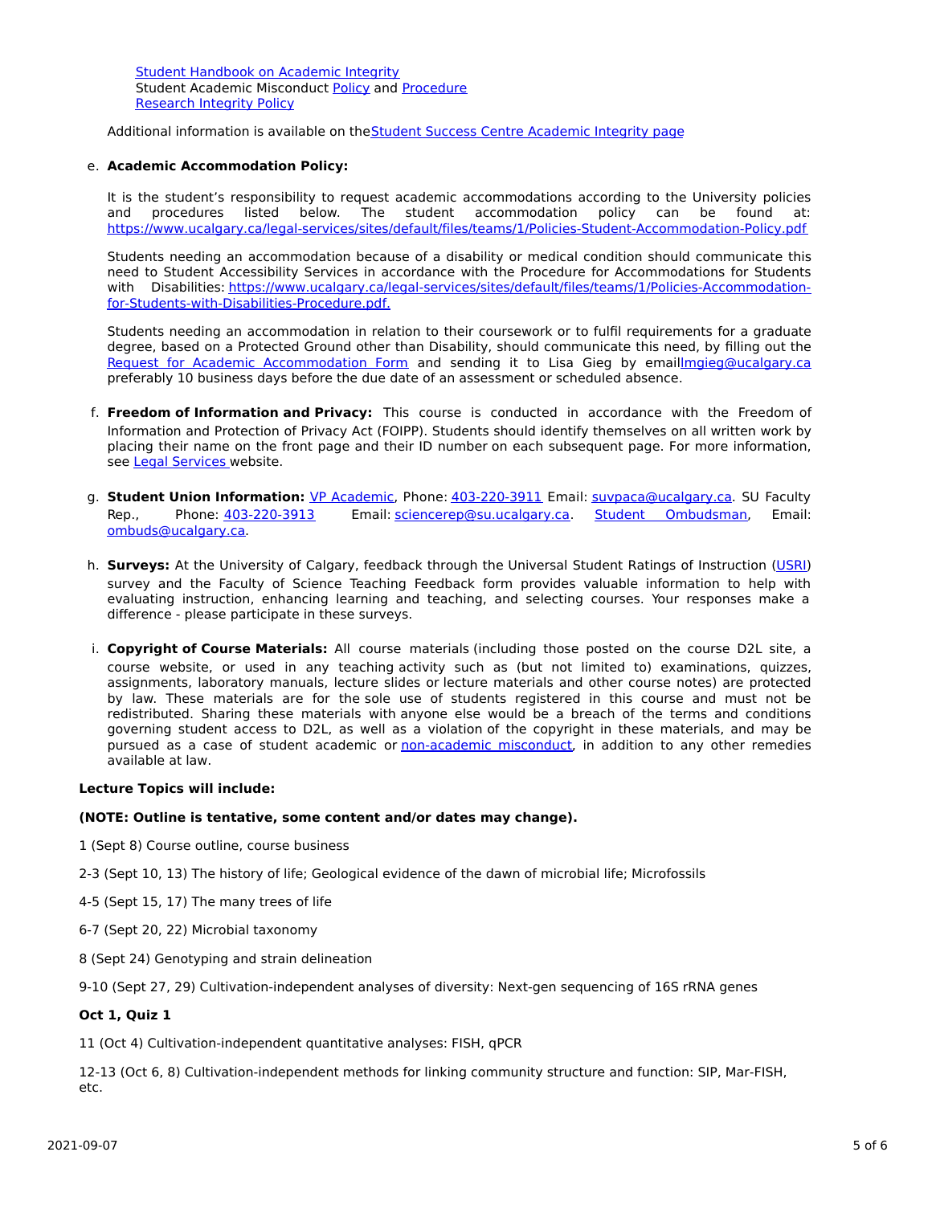[Student Handbook on Academic Integrity](#)
Student Academic Misconduct [Policy](#) and [Procedure](#)
[Research Integrity Policy](#)

Additional information is available on the[Student Success Centre Academic Integrity page](#)

e. **Academic Accommodation Policy:**

It is the student's responsibility to request academic accommodations according to the University policies and procedures listed below. The student accommodation policy can be found at: https://www.ucalgary.ca/legal-services/sites/default/files/teams/1/Policies-Student-Accommodation-Policy.pdf

Students needing an accommodation because of a disability or medical condition should communicate this need to Student Accessibility Services in accordance with the Procedure for Accommodations for Students with Disabilities: https://www.ucalgary.ca/legal-services/sites/default/files/teams/1/Policies-Accommodation-for-Students-with-Disabilities-Procedure.pdf.

Students needing an accommodation in relation to their coursework or to fulfil requirements for a graduate degree, based on a Protected Ground other than Disability, should communicate this need, by filling out the [Request for Academic Accommodation Form](#) and sending it to Lisa Gieg by emaillmgieg@ucalgary.ca preferably 10 business days before the due date of an assessment or scheduled absence.

f. **Freedom of Information and Privacy:** This course is conducted in accordance with the Freedom of Information and Protection of Privacy Act (FOIPP). Students should identify themselves on all written work by placing their name on the front page and their ID number on each subsequent page. For more information, see [Legal Services](#) website.

g. **Student Union Information:** [VP Academic](#), Phone: 403-220-3911 Email: suvpaca@ucalgary.ca. SU Faculty Rep., Phone: 403-220-3913 Email: sciencerep@su.ucalgary.ca. [Student Ombudsman](#), Email: ombuds@ucalgary.ca.

h. **Surveys:** At the University of Calgary, feedback through the Universal Student Ratings of Instruction ([USRI](#)) survey and the Faculty of Science Teaching Feedback form provides valuable information to help with evaluating instruction, enhancing learning and teaching, and selecting courses. Your responses make a difference - please participate in these surveys.

i. **Copyright of Course Materials:** All course materials (including those posted on the course D2L site, a course website, or used in any teaching activity such as (but not limited to) examinations, quizzes, assignments, laboratory manuals, lecture slides or lecture materials and other course notes) are protected by law. These materials are for the sole use of students registered in this course and must not be redistributed. Sharing these materials with anyone else would be a breach of the terms and conditions governing student access to D2L, as well as a violation of the copyright in these materials, and may be pursued as a case of student academic or [non-academic misconduct](#), in addition to any other remedies available at law.

**Lecture Topics will include:**

**(NOTE: Outline is tentative, some content and/or dates may change).**

1 (Sept 8) Course outline, course business

2-3 (Sept 10, 13) The history of life; Geological evidence of the dawn of microbial life; Microfossils

4-5 (Sept 15, 17) The many trees of life

6-7 (Sept 20, 22) Microbial taxonomy

8 (Sept 24) Genotyping and strain delineation

9-10 (Sept 27, 29) Cultivation-independent analyses of diversity: Next-gen sequencing of 16S rRNA genes

**Oct 1, Quiz 1**

11 (Oct 4) Cultivation-independent quantitative analyses: FISH, qPCR

12-13 (Oct 6, 8) Cultivation-independent methods for linking community structure and function: SIP, Mar-FISH, etc.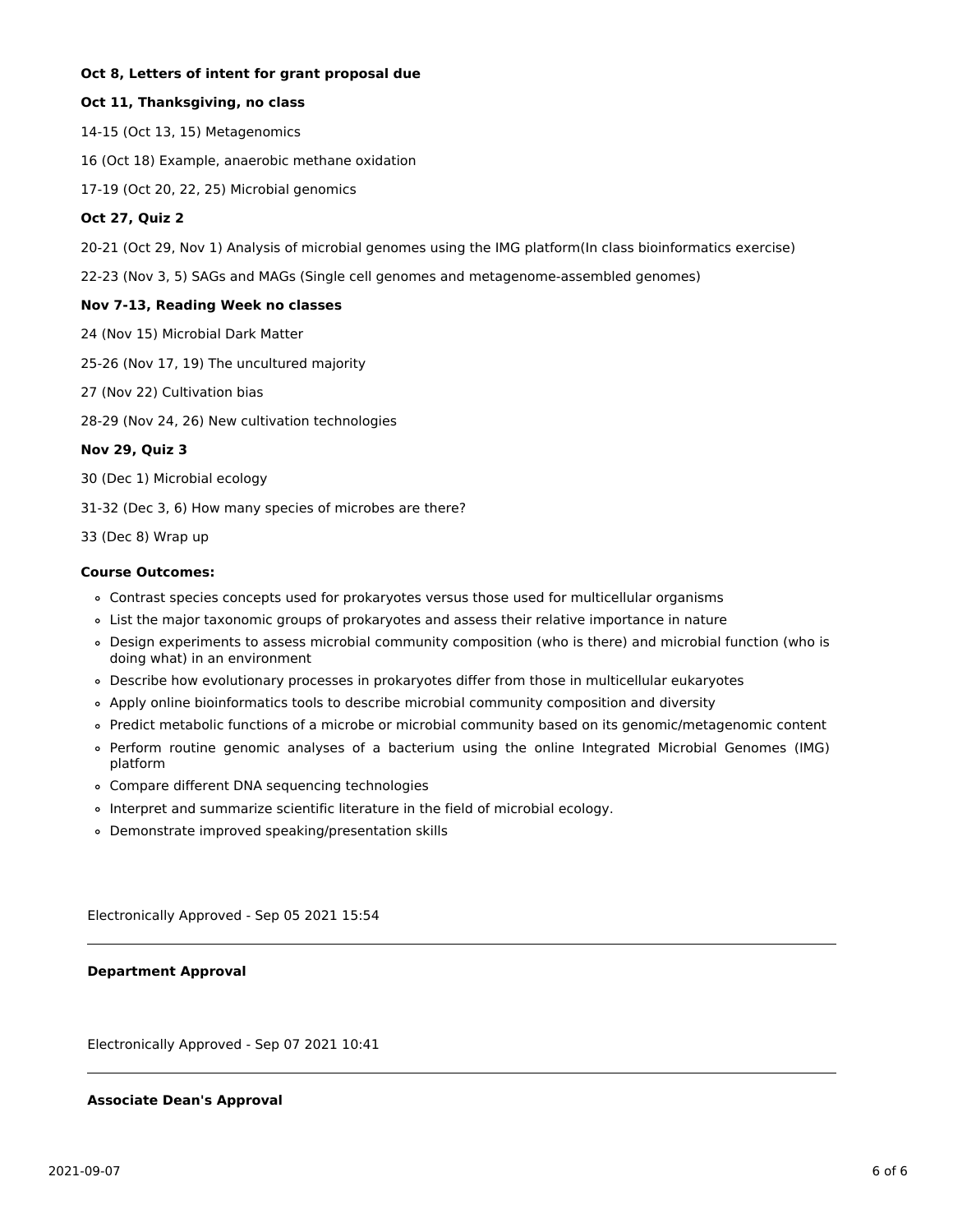**Oct 8, Letters of intent for grant proposal due**

**Oct 11, Thanksgiving, no class**

14-15 (Oct 13, 15) Metagenomics

16 (Oct 18) Example, anaerobic methane oxidation

17-19 (Oct 20, 22, 25) Microbial genomics

**Oct 27, Quiz 2**

20-21 (Oct 29, Nov 1) Analysis of microbial genomes using the IMG platform(In class bioinformatics exercise)

22-23 (Nov 3, 5) SAGs and MAGs (Single cell genomes and metagenome-assembled genomes)

**Nov 7-13, Reading Week no classes**

24 (Nov 15) Microbial Dark Matter

25-26 (Nov 17, 19) The uncultured majority

27 (Nov 22) Cultivation bias

28-29 (Nov 24, 26) New cultivation technologies

**Nov 29, Quiz 3**

30 (Dec 1) Microbial ecology

31-32 (Dec 3, 6) How many species of microbes are there?

33 (Dec 8) Wrap up

**Course Outcomes:**

- Contrast species concepts used for prokaryotes versus those used for multicellular organisms
- List the major taxonomic groups of prokaryotes and assess their relative importance in nature
- Design experiments to assess microbial community composition (who is there) and microbial function (who is doing what) in an environment
- Describe how evolutionary processes in prokaryotes differ from those in multicellular eukaryotes
- Apply online bioinformatics tools to describe microbial community composition and diversity
- Predict metabolic functions of a microbe or microbial community based on its genomic/metagenomic content
- Perform routine genomic analyses of a bacterium using the online Integrated Microbial Genomes (IMG) platform
- Compare different DNA sequencing technologies
- Interpret and summarize scientific literature in the field of microbial ecology.
- Demonstrate improved speaking/presentation skills

Electronically Approved - Sep 05 2021 15:54

---

**Department Approval**

Electronically Approved - Sep 07 2021 10:41

---

**Associate Dean's Approval**